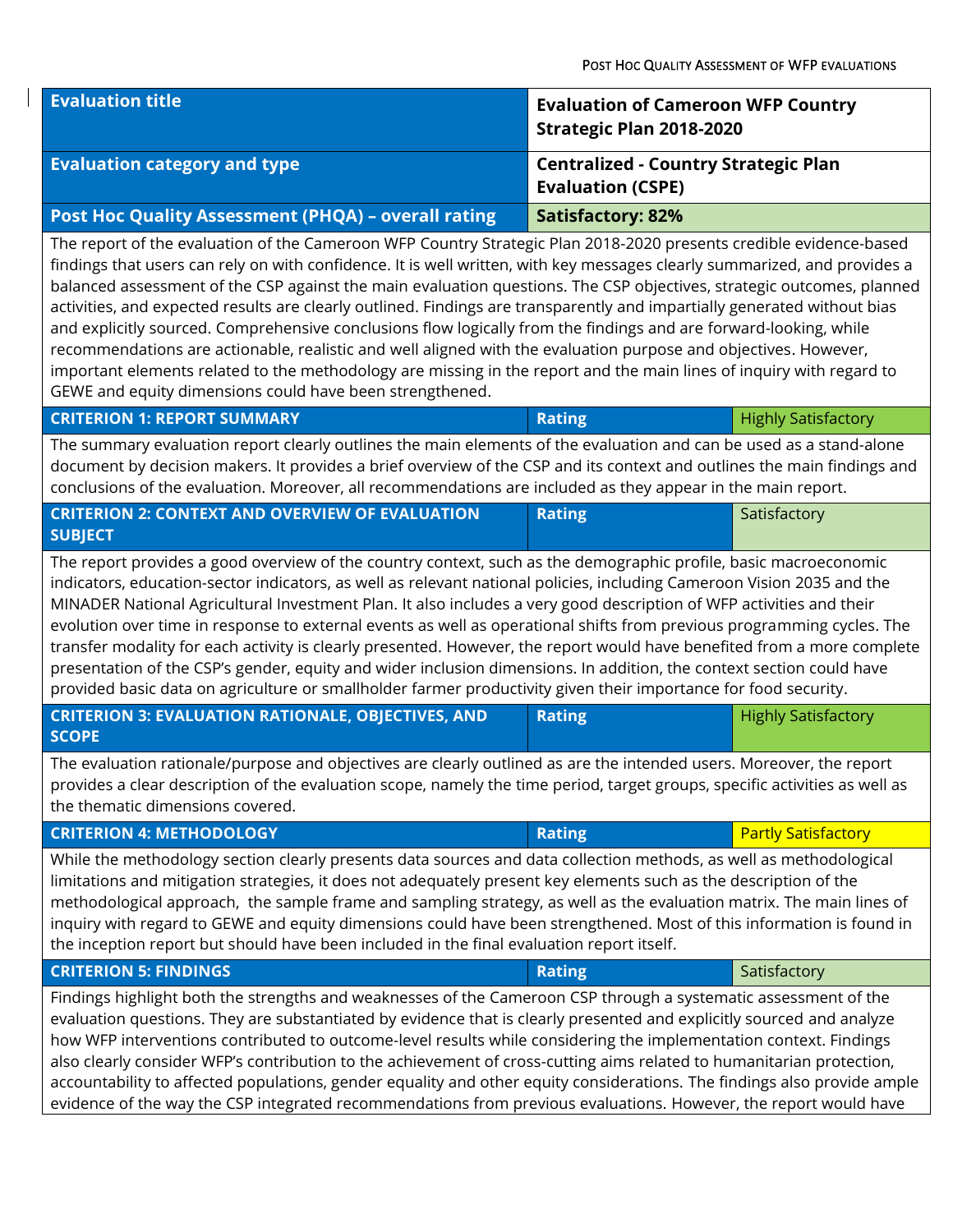| Evaluation title | Evaluation of Cameroon WFP Country Strategic Plan 2018-2020 |
|---|---|
| Evaluation category and type | Centralized - Country Strategic Plan Evaluation (CSPE) |
| Post Hoc Quality Assessment (PHQA) – overall rating | Satisfactory: 82% |

The report of the evaluation of the Cameroon WFP Country Strategic Plan 2018-2020 presents credible evidence-based findings that users can rely on with confidence. It is well written, with key messages clearly summarized, and provides a balanced assessment of the CSP against the main evaluation questions. The CSP objectives, strategic outcomes, planned activities, and expected results are clearly outlined. Findings are transparently and impartially generated without bias and explicitly sourced. Comprehensive conclusions flow logically from the findings and are forward-looking, while recommendations are actionable, realistic and well aligned with the evaluation purpose and objectives. However, important elements related to the methodology are missing in the report and the main lines of inquiry with regard to GEWE and equity dimensions could have been strengthened.

| CRITERION 1: REPORT SUMMARY | Rating | Highly Satisfactory |
|---|---|---|

The summary evaluation report clearly outlines the main elements of the evaluation and can be used as a stand-alone document by decision makers. It provides a brief overview of the CSP and its context and outlines the main findings and conclusions of the evaluation. Moreover, all recommendations are included as they appear in the main report.

| CRITERION 2: CONTEXT AND OVERVIEW OF EVALUATION SUBJECT | Rating | Satisfactory |
|---|---|---|

The report provides a good overview of the country context, such as the demographic profile, basic macroeconomic indicators, education-sector indicators, as well as relevant national policies, including Cameroon Vision 2035 and the MINADER National Agricultural Investment Plan. It also includes a very good description of WFP activities and their evolution over time in response to external events as well as operational shifts from previous programming cycles. The transfer modality for each activity is clearly presented. However, the report would have benefited from a more complete presentation of the CSP's gender, equity and wider inclusion dimensions. In addition, the context section could have provided basic data on agriculture or smallholder farmer productivity given their importance for food security.

| CRITERION 3: EVALUATION RATIONALE, OBJECTIVES, AND SCOPE | Rating | Highly Satisfactory |
|---|---|---|

The evaluation rationale/purpose and objectives are clearly outlined as are the intended users. Moreover, the report provides a clear description of the evaluation scope, namely the time period, target groups, specific activities as well as the thematic dimensions covered.

| CRITERION 4: METHODOLOGY | Rating | Partly Satisfactory |
|---|---|---|

While the methodology section clearly presents data sources and data collection methods, as well as methodological limitations and mitigation strategies, it does not adequately present key elements such as the description of the methodological approach, the sample frame and sampling strategy, as well as the evaluation matrix. The main lines of inquiry with regard to GEWE and equity dimensions could have been strengthened. Most of this information is found in the inception report but should have been included in the final evaluation report itself.

| CRITERION 5: FINDINGS | Rating | Satisfactory |
|---|---|---|

Findings highlight both the strengths and weaknesses of the Cameroon CSP through a systematic assessment of the evaluation questions. They are substantiated by evidence that is clearly presented and explicitly sourced and analyze how WFP interventions contributed to outcome-level results while considering the implementation context. Findings also clearly consider WFP's contribution to the achievement of cross-cutting aims related to humanitarian protection, accountability to affected populations, gender equality and other equity considerations. The findings also provide ample evidence of the way the CSP integrated recommendations from previous evaluations. However, the report would have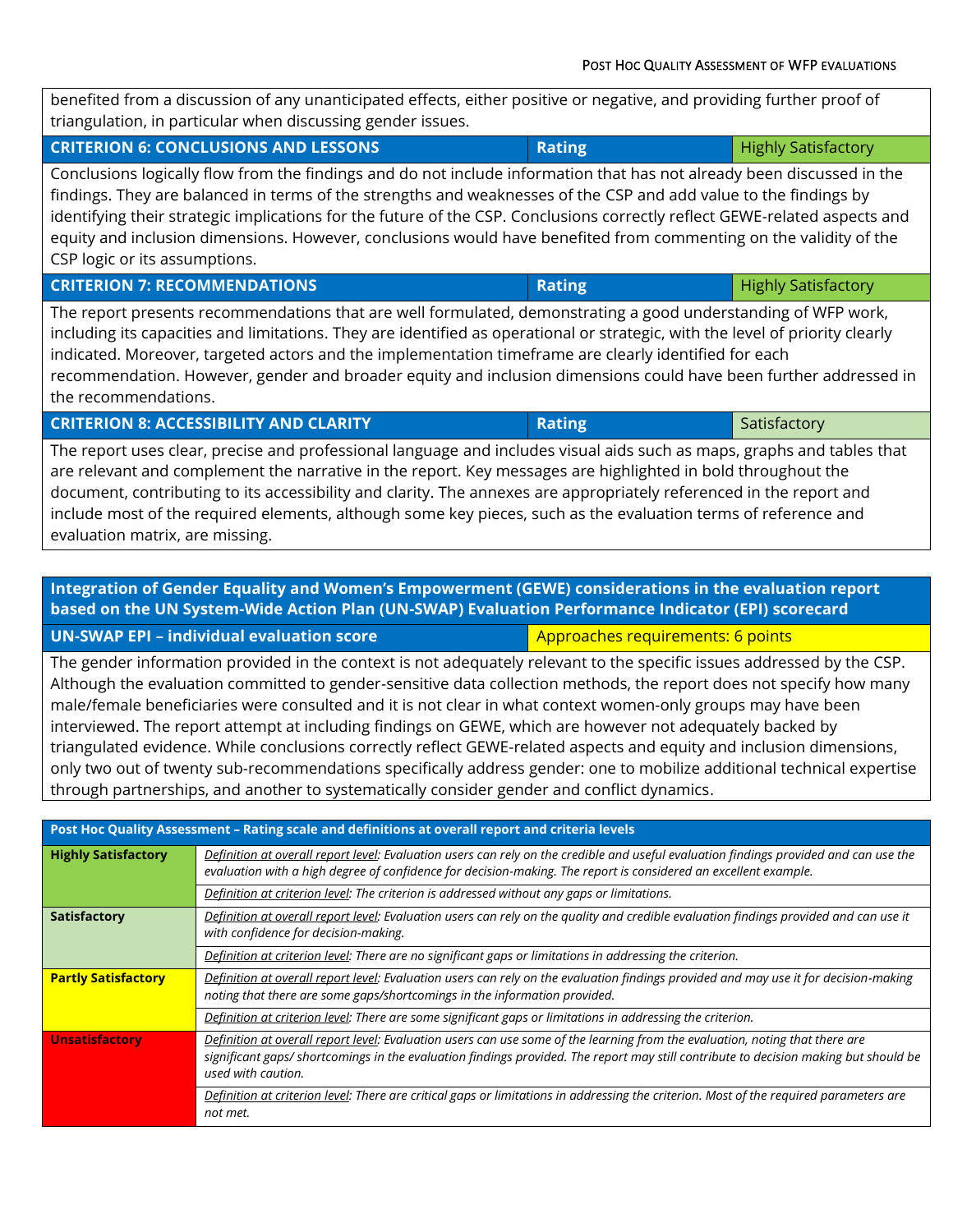benefited from a discussion of any unanticipated effects, either positive or negative, and providing further proof of triangulation, in particular when discussing gender issues.

| CRITERION 6: CONCLUSIONS AND LESSONS | Rating | Highly Satisfactory |
|---|---|---|

Conclusions logically flow from the findings and do not include information that has not already been discussed in the findings. They are balanced in terms of the strengths and weaknesses of the CSP and add value to the findings by identifying their strategic implications for the future of the CSP. Conclusions correctly reflect GEWE-related aspects and equity and inclusion dimensions. However, conclusions would have benefited from commenting on the validity of the CSP logic or its assumptions.

| CRITERION 7: RECOMMENDATIONS | Rating | Highly Satisfactory |
|---|---|---|

The report presents recommendations that are well formulated, demonstrating a good understanding of WFP work, including its capacities and limitations. They are identified as operational or strategic, with the level of priority clearly indicated. Moreover, targeted actors and the implementation timeframe are clearly identified for each recommendation. However, gender and broader equity and inclusion dimensions could have been further addressed in the recommendations.

| CRITERION 8: ACCESSIBILITY AND CLARITY | Rating | Satisfactory |
|---|---|---|

The report uses clear, precise and professional language and includes visual aids such as maps, graphs and tables that are relevant and complement the narrative in the report. Key messages are highlighted in bold throughout the document, contributing to its accessibility and clarity. The annexes are appropriately referenced in the report and include most of the required elements, although some key pieces, such as the evaluation terms of reference and evaluation matrix, are missing.

**Integration of Gender Equality and Women's Empowerment (GEWE) considerations in the evaluation report based on the UN System-Wide Action Plan (UN-SWAP) Evaluation Performance Indicator (EPI) scorecard**

| UN-SWAP EPI – individual evaluation score | Approaches requirements: 6 points |
|---|---|

The gender information provided in the context is not adequately relevant to the specific issues addressed by the CSP. Although the evaluation committed to gender-sensitive data collection methods, the report does not specify how many male/female beneficiaries were consulted and it is not clear in what context women-only groups may have been interviewed. The report attempt at including findings on GEWE, which are however not adequately backed by triangulated evidence. While conclusions correctly reflect GEWE-related aspects and equity and inclusion dimensions, only two out of twenty sub-recommendations specifically address gender: one to mobilize additional technical expertise through partnerships, and another to systematically consider gender and conflict dynamics.

| Post Hoc Quality Assessment – Rating scale and definitions at overall report and criteria levels | |
|---|---|
| **Highly Satisfactory** | *Definition at overall report level: Evaluation users can rely on the credible and useful evaluation findings provided and can use the evaluation with a high degree of confidence for decision-making. The report is considered an excellent example.* |
| | *Definition at criterion level: The criterion is addressed without any gaps or limitations.* |
| **Satisfactory** | *Definition at overall report level: Evaluation users can rely on the quality and credible evaluation findings provided and can use it with confidence for decision-making.* |
| | *Definition at criterion level: There are no significant gaps or limitations in addressing the criterion.* |
| **Partly Satisfactory** | *Definition at overall report level: Evaluation users can rely on the evaluation findings provided and may use it for decision-making noting that there are some gaps/shortcomings in the information provided.* |
| | *Definition at criterion level: There are some significant gaps or limitations in addressing the criterion.* |
| **Unsatisfactory** | *Definition at overall report level: Evaluation users can use some of the learning from the evaluation, noting that there are significant gaps/ shortcomings in the evaluation findings provided. The report may still contribute to decision making but should be used with caution.* |
| | *Definition at criterion level: There are critical gaps or limitations in addressing the criterion. Most of the required parameters are not met.* |